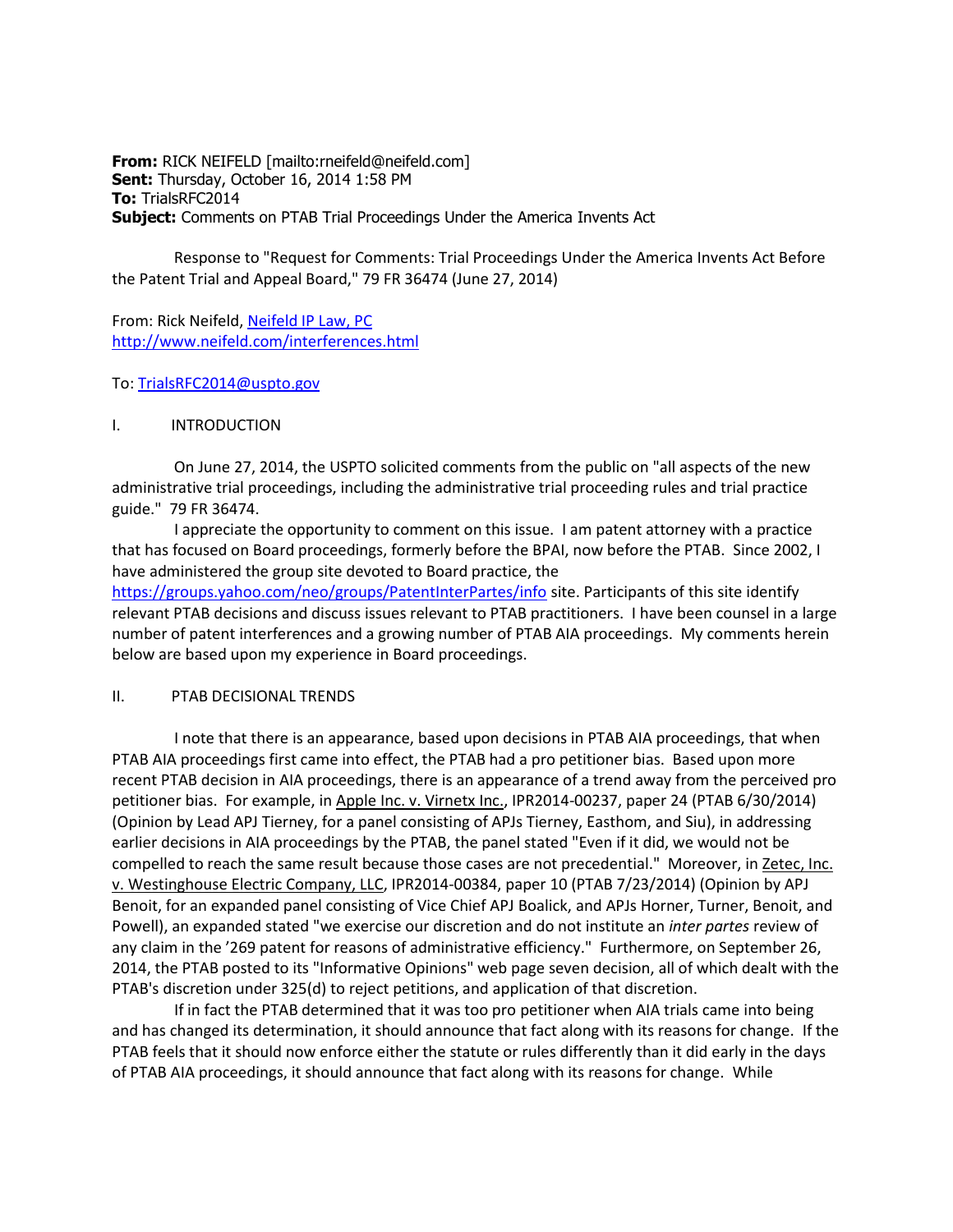**From:** RICK NEIFELD [mailto:rneifeld@neifeld.com]
**Sent:** Thursday, October 16, 2014 1:58 PM
**To:** TrialsRFC2014
**Subject:** Comments on PTAB Trial Proceedings Under the America Invents Act

Response to "Request for Comments: Trial Proceedings Under the America Invents Act Before the Patent Trial and Appeal Board," 79 FR 36474 (June 27, 2014)

From: Rick Neifeld, Neifeld IP Law, PC
http://www.neifeld.com/interferences.html

To: TrialsRFC2014@uspto.gov

## I. INTRODUCTION

On June 27, 2014, the USPTO solicited comments from the public on "all aspects of the new administrative trial proceedings, including the administrative trial proceeding rules and trial practice guide." 79 FR 36474.

I appreciate the opportunity to comment on this issue. I am patent attorney with a practice that has focused on Board proceedings, formerly before the BPAI, now before the PTAB. Since 2002, I have administered the group site devoted to Board practice, the https://groups.yahoo.com/neo/groups/PatentInterPartes/info site. Participants of this site identify relevant PTAB decisions and discuss issues relevant to PTAB practitioners. I have been counsel in a large number of patent interferences and a growing number of PTAB AIA proceedings. My comments herein below are based upon my experience in Board proceedings.

## II. PTAB DECISIONAL TRENDS

I note that there is an appearance, based upon decisions in PTAB AIA proceedings, that when PTAB AIA proceedings first came into effect, the PTAB had a pro petitioner bias. Based upon more recent PTAB decision in AIA proceedings, there is an appearance of a trend away from the perceived pro petitioner bias. For example, in Apple Inc. v. Virnetx Inc., IPR2014-00237, paper 24 (PTAB 6/30/2014) (Opinion by Lead APJ Tierney, for a panel consisting of APJs Tierney, Easthom, and Siu), in addressing earlier decisions in AIA proceedings by the PTAB, the panel stated "Even if it did, we would not be compelled to reach the same result because those cases are not precedential." Moreover, in Zetec, Inc. v. Westinghouse Electric Company, LLC, IPR2014-00384, paper 10 (PTAB 7/23/2014) (Opinion by APJ Benoit, for an expanded panel consisting of Vice Chief APJ Boalick, and APJs Horner, Turner, Benoit, and Powell), an expanded stated "we exercise our discretion and do not institute an *inter partes* review of any claim in the '269 patent for reasons of administrative efficiency." Furthermore, on September 26, 2014, the PTAB posted to its "Informative Opinions" web page seven decision, all of which dealt with the PTAB's discretion under 325(d) to reject petitions, and application of that discretion.

If in fact the PTAB determined that it was too pro petitioner when AIA trials came into being and has changed its determination, it should announce that fact along with its reasons for change. If the PTAB feels that it should now enforce either the statute or rules differently than it did early in the days of PTAB AIA proceedings, it should announce that fact along with its reasons for change. While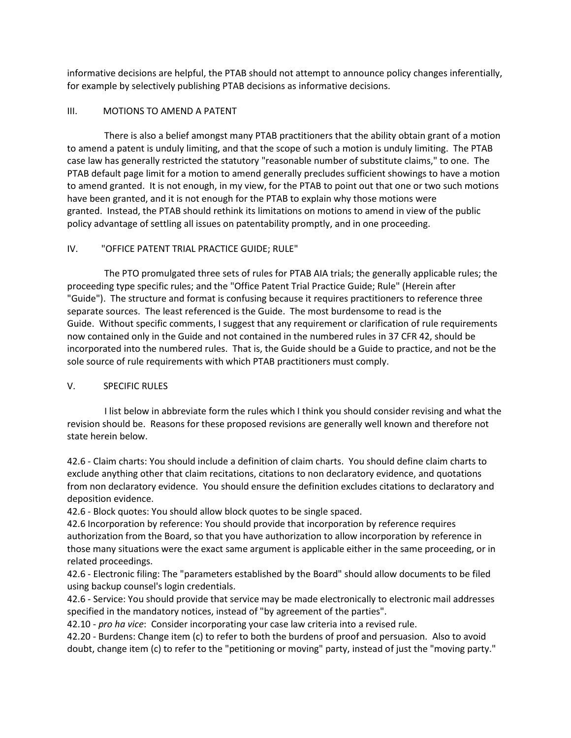informative decisions are helpful, the PTAB should not attempt to announce policy changes inferentially, for example by selectively publishing PTAB decisions as informative decisions.

## III. MOTIONS TO AMEND A PATENT

There is also a belief amongst many PTAB practitioners that the ability obtain grant of a motion to amend a patent is unduly limiting, and that the scope of such a motion is unduly limiting. The PTAB case law has generally restricted the statutory "reasonable number of substitute claims," to one. The PTAB default page limit for a motion to amend generally precludes sufficient showings to have a motion to amend granted. It is not enough, in my view, for the PTAB to point out that one or two such motions have been granted, and it is not enough for the PTAB to explain why those motions were granted. Instead, the PTAB should rethink its limitations on motions to amend in view of the public policy advantage of settling all issues on patentability promptly, and in one proceeding.

## IV. "OFFICE PATENT TRIAL PRACTICE GUIDE; RULE"

The PTO promulgated three sets of rules for PTAB AIA trials; the generally applicable rules; the proceeding type specific rules; and the "Office Patent Trial Practice Guide; Rule" (Herein after "Guide"). The structure and format is confusing because it requires practitioners to reference three separate sources. The least referenced is the Guide. The most burdensome to read is the Guide. Without specific comments, I suggest that any requirement or clarification of rule requirements now contained only in the Guide and not contained in the numbered rules in 37 CFR 42, should be incorporated into the numbered rules. That is, the Guide should be a Guide to practice, and not be the sole source of rule requirements with which PTAB practitioners must comply.

## V. SPECIFIC RULES

I list below in abbreviate form the rules which I think you should consider revising and what the revision should be. Reasons for these proposed revisions are generally well known and therefore not state herein below.

42.6 - Claim charts: You should include a definition of claim charts. You should define claim charts to exclude anything other that claim recitations, citations to non declaratory evidence, and quotations from non declaratory evidence. You should ensure the definition excludes citations to declaratory and deposition evidence.

42.6 - Block quotes: You should allow block quotes to be single spaced.

42.6 Incorporation by reference: You should provide that incorporation by reference requires authorization from the Board, so that you have authorization to allow incorporation by reference in those many situations were the exact same argument is applicable either in the same proceeding, or in related proceedings.

42.6 - Electronic filing: The "parameters established by the Board" should allow documents to be filed using backup counsel's login credentials.

42.6 - Service: You should provide that service may be made electronically to electronic mail addresses specified in the mandatory notices, instead of "by agreement of the parties".

42.10 - *pro ha vice*: Consider incorporating your case law criteria into a revised rule.

42.20 - Burdens: Change item (c) to refer to both the burdens of proof and persuasion. Also to avoid doubt, change item (c) to refer to the "petitioning or moving" party, instead of just the "moving party."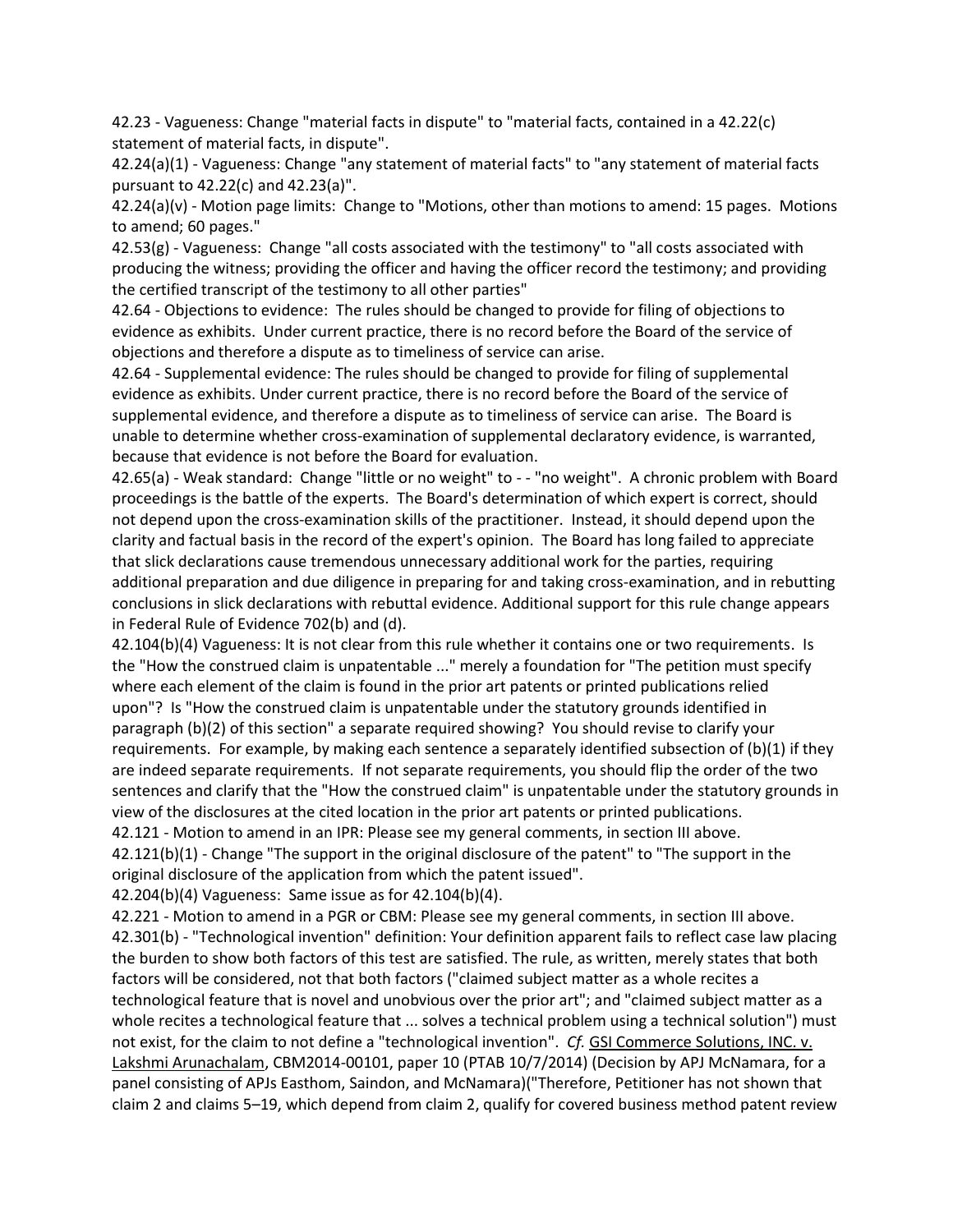42.23 - Vagueness: Change "material facts in dispute" to "material facts, contained in a 42.22(c) statement of material facts, in dispute".

42.24(a)(1) - Vagueness: Change "any statement of material facts" to "any statement of material facts pursuant to 42.22(c) and 42.23(a)".

42.24(a)(v) - Motion page limits: Change to "Motions, other than motions to amend: 15 pages. Motions to amend; 60 pages."

42.53(g) - Vagueness: Change "all costs associated with the testimony" to "all costs associated with producing the witness; providing the officer and having the officer record the testimony; and providing the certified transcript of the testimony to all other parties"

42.64 - Objections to evidence: The rules should be changed to provide for filing of objections to evidence as exhibits. Under current practice, there is no record before the Board of the service of objections and therefore a dispute as to timeliness of service can arise.

42.64 - Supplemental evidence: The rules should be changed to provide for filing of supplemental evidence as exhibits. Under current practice, there is no record before the Board of the service of supplemental evidence, and therefore a dispute as to timeliness of service can arise. The Board is unable to determine whether cross-examination of supplemental declaratory evidence, is warranted, because that evidence is not before the Board for evaluation.

42.65(a) - Weak standard: Change "little or no weight" to - - "no weight". A chronic problem with Board proceedings is the battle of the experts. The Board's determination of which expert is correct, should not depend upon the cross-examination skills of the practitioner. Instead, it should depend upon the clarity and factual basis in the record of the expert's opinion. The Board has long failed to appreciate that slick declarations cause tremendous unnecessary additional work for the parties, requiring additional preparation and due diligence in preparing for and taking cross-examination, and in rebutting conclusions in slick declarations with rebuttal evidence. Additional support for this rule change appears in Federal Rule of Evidence 702(b) and (d).

42.104(b)(4) Vagueness: It is not clear from this rule whether it contains one or two requirements. Is the "How the construed claim is unpatentable ..." merely a foundation for "The petition must specify where each element of the claim is found in the prior art patents or printed publications relied upon"? Is "How the construed claim is unpatentable under the statutory grounds identified in paragraph (b)(2) of this section" a separate required showing? You should revise to clarify your requirements. For example, by making each sentence a separately identified subsection of (b)(1) if they are indeed separate requirements. If not separate requirements, you should flip the order of the two sentences and clarify that the "How the construed claim" is unpatentable under the statutory grounds in view of the disclosures at the cited location in the prior art patents or printed publications.

42.121 - Motion to amend in an IPR: Please see my general comments, in section III above.

42.121(b)(1) - Change "The support in the original disclosure of the patent" to "The support in the original disclosure of the application from which the patent issued".

42.204(b)(4) Vagueness: Same issue as for 42.104(b)(4).

42.221 - Motion to amend in a PGR or CBM: Please see my general comments, in section III above.

42.301(b) - "Technological invention" definition: Your definition apparent fails to reflect case law placing the burden to show both factors of this test are satisfied. The rule, as written, merely states that both factors will be considered, not that both factors ("claimed subject matter as a whole recites a technological feature that is novel and unobvious over the prior art"; and "claimed subject matter as a whole recites a technological feature that ... solves a technical problem using a technical solution") must not exist, for the claim to not define a "technological invention". *Cf.* GSI Commerce Solutions, INC. v. Lakshmi Arunachalam, CBM2014-00101, paper 10 (PTAB 10/7/2014) (Decision by APJ McNamara, for a panel consisting of APJs Easthom, Saindon, and McNamara)("Therefore, Petitioner has not shown that claim 2 and claims 5–19, which depend from claim 2, qualify for covered business method patent review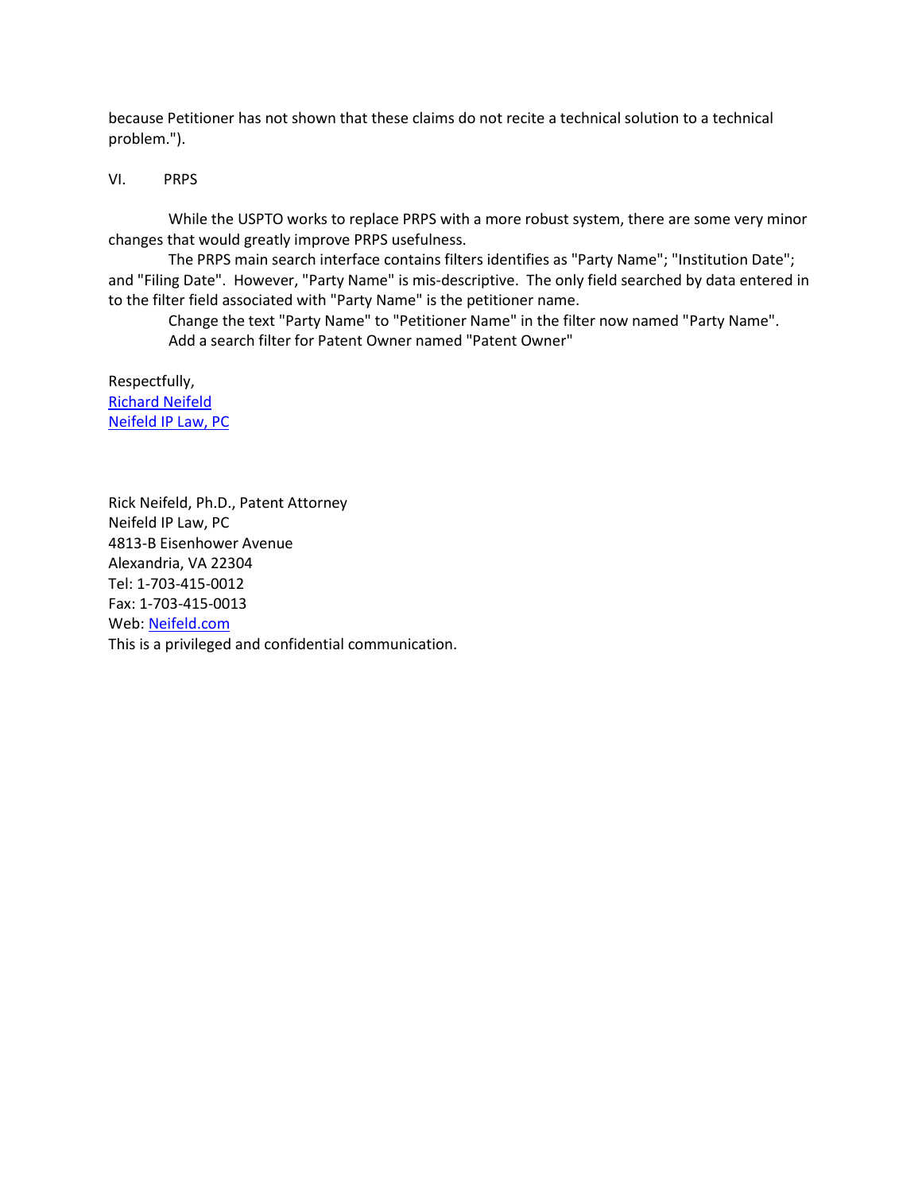because Petitioner has not shown that these claims do not recite a technical solution to a technical problem.").

## VI. PRPS

While the USPTO works to replace PRPS with a more robust system, there are some very minor changes that would greatly improve PRPS usefulness.

The PRPS main search interface contains filters identifies as "Party Name"; "Institution Date"; and "Filing Date". However, "Party Name" is mis-descriptive. The only field searched by data entered in to the filter field associated with "Party Name" is the petitioner name.

Change the text "Party Name" to "Petitioner Name" in the filter now named "Party Name".

Add a search filter for Patent Owner named "Patent Owner"

Respectfully,
[Richard Neifeld](Richard Neifeld)
[Neifeld IP Law, PC](Neifeld IP Law, PC)

Rick Neifeld, Ph.D., Patent Attorney
Neifeld IP Law, PC
4813-B Eisenhower Avenue
Alexandria, VA 22304
Tel: 1-703-415-0012
Fax: 1-703-415-0013
Web: [Neifeld.com](Neifeld.com)
This is a privileged and confidential communication.